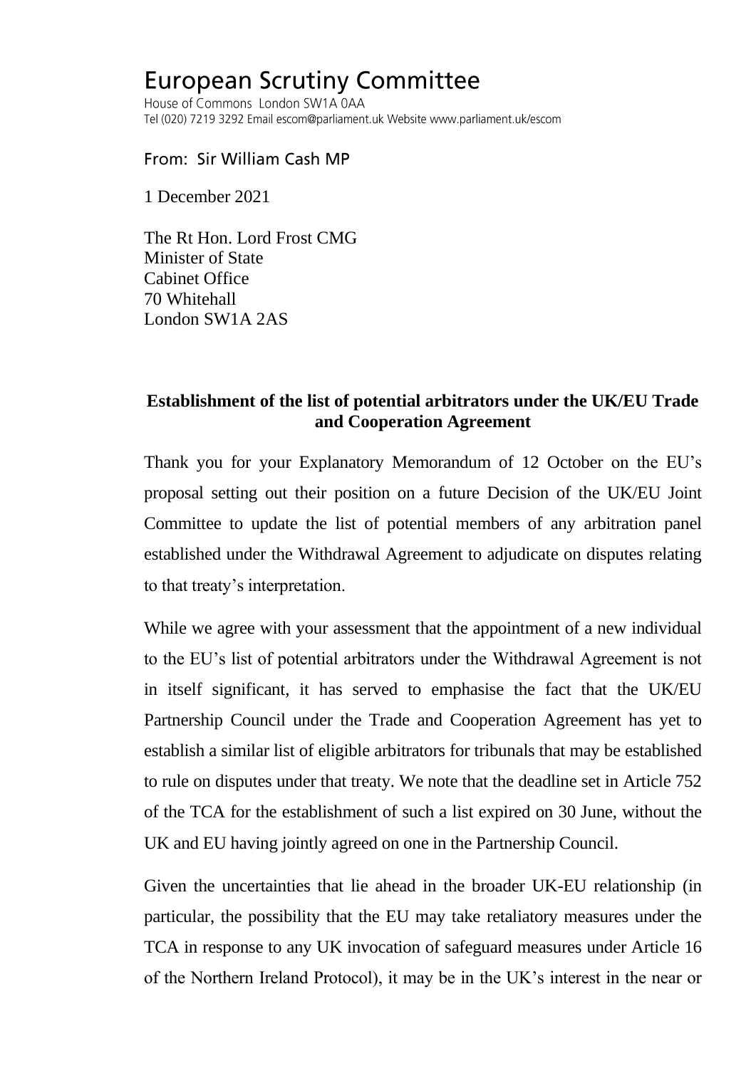# European Scrutiny Committee

House of Commons London SW1A 0AA
Tel (020) 7219 3292 Email escom@parliament.uk Website www.parliament.uk/escom

From: Sir William Cash MP

1 December 2021

The Rt Hon. Lord Frost CMG
Minister of State
Cabinet Office
70 Whitehall
London SW1A 2AS

**Establishment of the list of potential arbitrators under the UK/EU Trade and Cooperation Agreement**

Thank you for your Explanatory Memorandum of 12 October on the EU's proposal setting out their position on a future Decision of the UK/EU Joint Committee to update the list of potential members of any arbitration panel established under the Withdrawal Agreement to adjudicate on disputes relating to that treaty's interpretation.

While we agree with your assessment that the appointment of a new individual to the EU's list of potential arbitrators under the Withdrawal Agreement is not in itself significant, it has served to emphasise the fact that the UK/EU Partnership Council under the Trade and Cooperation Agreement has yet to establish a similar list of eligible arbitrators for tribunals that may be established to rule on disputes under that treaty. We note that the deadline set in Article 752 of the TCA for the establishment of such a list expired on 30 June, without the UK and EU having jointly agreed on one in the Partnership Council.

Given the uncertainties that lie ahead in the broader UK-EU relationship (in particular, the possibility that the EU may take retaliatory measures under the TCA in response to any UK invocation of safeguard measures under Article 16 of the Northern Ireland Protocol), it may be in the UK's interest in the near or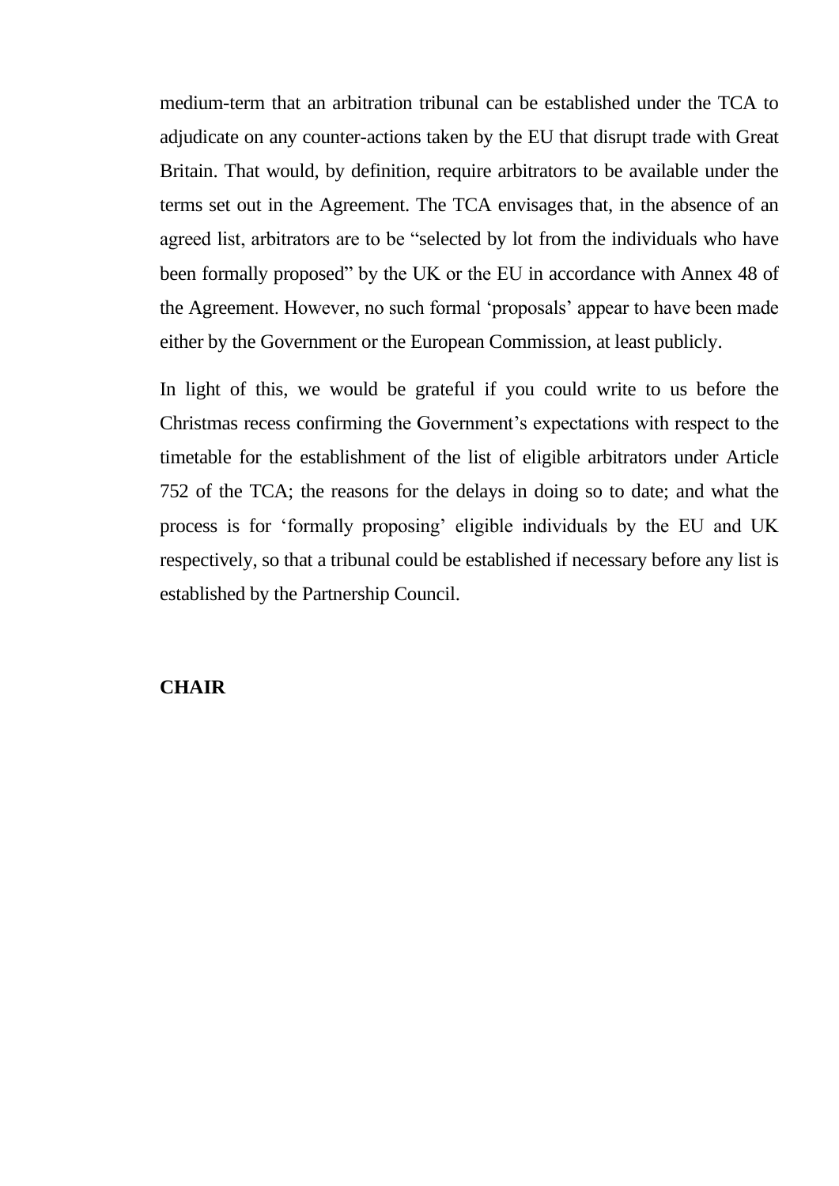medium-term that an arbitration tribunal can be established under the TCA to adjudicate on any counter-actions taken by the EU that disrupt trade with Great Britain. That would, by definition, require arbitrators to be available under the terms set out in the Agreement. The TCA envisages that, in the absence of an agreed list, arbitrators are to be "selected by lot from the individuals who have been formally proposed" by the UK or the EU in accordance with Annex 48 of the Agreement. However, no such formal 'proposals' appear to have been made either by the Government or the European Commission, at least publicly.

In light of this, we would be grateful if you could write to us before the Christmas recess confirming the Government's expectations with respect to the timetable for the establishment of the list of eligible arbitrators under Article 752 of the TCA; the reasons for the delays in doing so to date; and what the process is for 'formally proposing' eligible individuals by the EU and UK respectively, so that a tribunal could be established if necessary before any list is established by the Partnership Council.

**CHAIR**